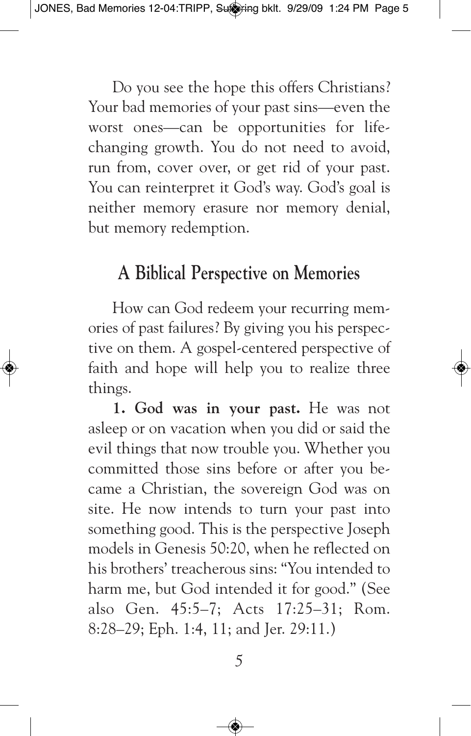Do you see the hope this offers Christians? Your bad memories of your past sins—even the worst ones—can be opportunities for life-changing growth. You do not need to avoid, run from, cover over, or get rid of your past. You can reinterpret it God's way. God's goal is neither memory erasure nor memory denial, but memory redemption.

## A Biblical Perspective on Memories

How can God redeem your recurring memories of past failures? By giving you his perspective on them. A gospel-centered perspective of faith and hope will help you to realize three things.

**1. God was in your past.** He was not asleep or on vacation when you did or said the evil things that now trouble you. Whether you committed those sins before or after you became a Christian, the sovereign God was on site. He now intends to turn your past into something good. This is the perspective Joseph models in Genesis 50:20, when he reflected on his brothers' treacherous sins: "You intended to harm me, but God intended it for good." (See also Gen. 45:5–7; Acts 17:25–31; Rom. 8:28–29; Eph. 1:4, 11; and Jer. 29:11.)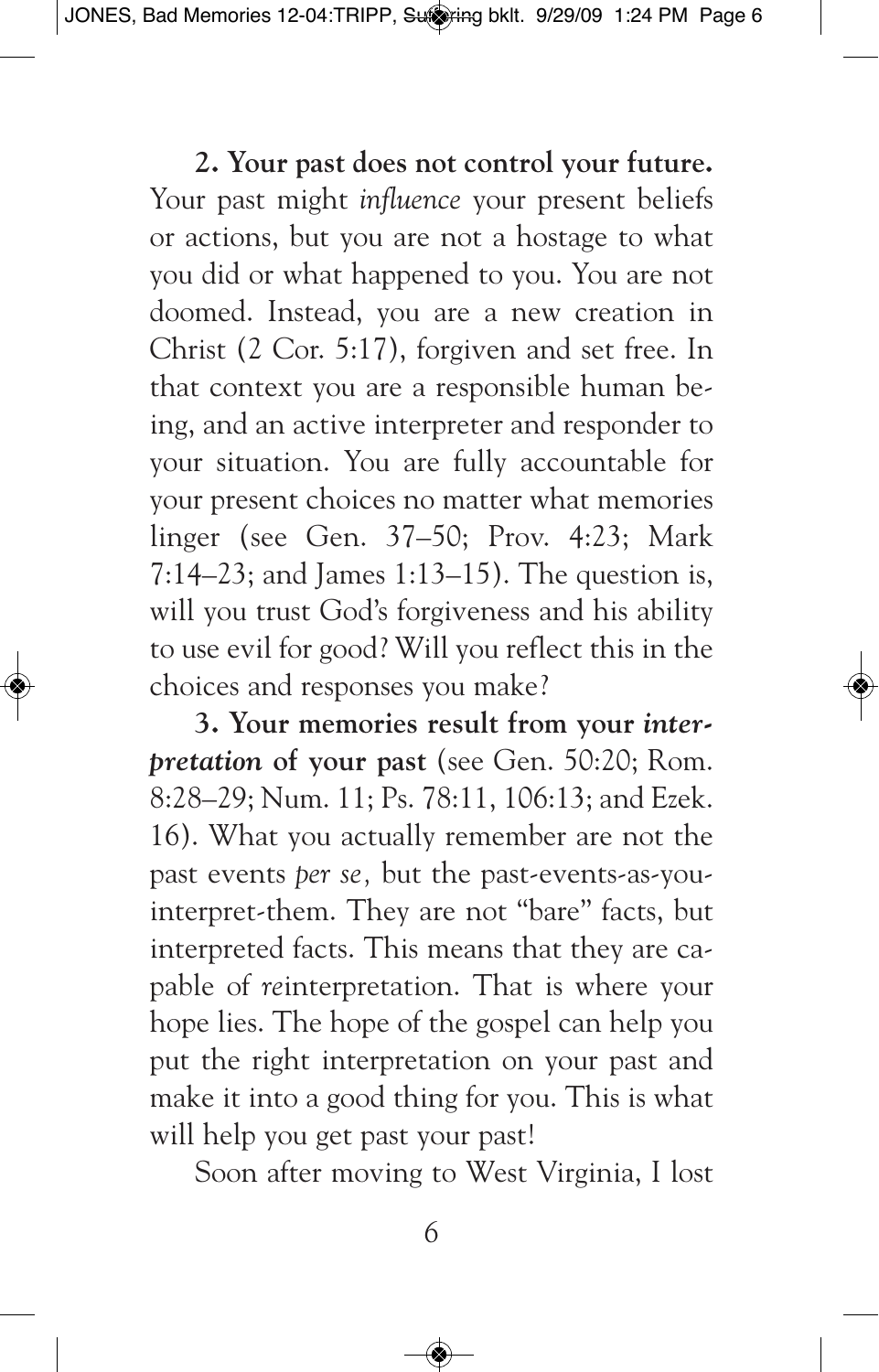**2. Your past does not control your future.** Your past might *influence* your present beliefs or actions, but you are not a hostage to what you did or what happened to you. You are not doomed. Instead, you are a new creation in Christ (2 Cor. 5:17), forgiven and set free. In that context you are a responsible human being, and an active interpreter and responder to your situation. You are fully accountable for your present choices no matter what memories linger (see Gen. 37–50; Prov. 4:23; Mark 7:14–23; and James 1:13–15). The question is, will you trust God's forgiveness and his ability to use evil for good? Will you reflect this in the choices and responses you make?

**3. Your memories result from your *interpretation* of your past** (see Gen. 50:20; Rom. 8:28–29; Num. 11; Ps. 78:11, 106:13; and Ezek. 16). What you actually remember are not the past events *per se,* but the past-events-as-you-interpret-them. They are not "bare" facts, but interpreted facts. This means that they are capable of *re*interpretation. That is where your hope lies. The hope of the gospel can help you put the right interpretation on your past and make it into a good thing for you. This is what will help you get past your past!

Soon after moving to West Virginia, I lost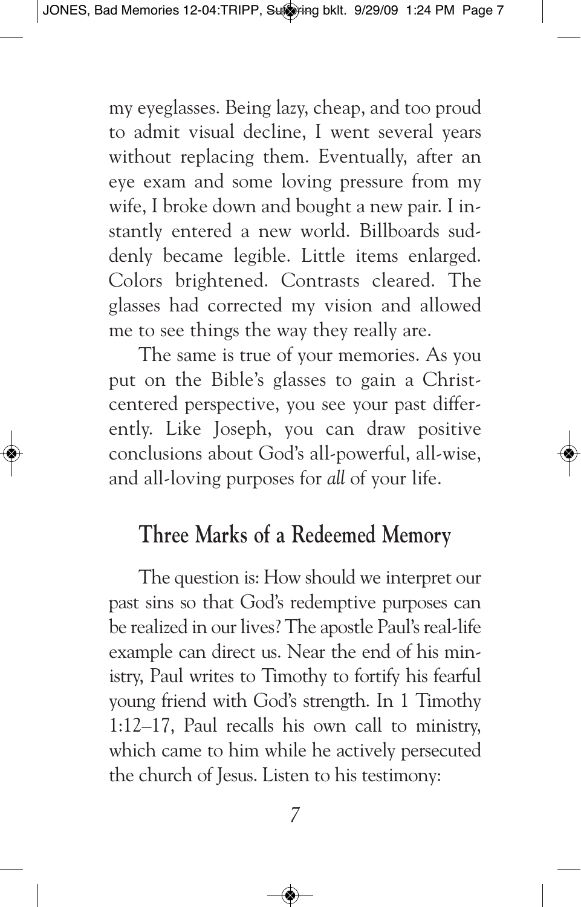my eyeglasses. Being lazy, cheap, and too proud to admit visual decline, I went several years without replacing them. Eventually, after an eye exam and some loving pressure from my wife, I broke down and bought a new pair. I instantly entered a new world. Billboards suddenly became legible. Little items enlarged. Colors brightened. Contrasts cleared. The glasses had corrected my vision and allowed me to see things the way they really are.

The same is true of your memories. As you put on the Bible's glasses to gain a Christ-centered perspective, you see your past differently. Like Joseph, you can draw positive conclusions about God's all-powerful, all-wise, and all-loving purposes for *all* of your life.

## Three Marks of a Redeemed Memory

The question is: How should we interpret our past sins so that God's redemptive purposes can be realized in our lives? The apostle Paul's real-life example can direct us. Near the end of his ministry, Paul writes to Timothy to fortify his fearful young friend with God's strength. In 1 Timothy 1:12–17, Paul recalls his own call to ministry, which came to him while he actively persecuted the church of Jesus. Listen to his testimony: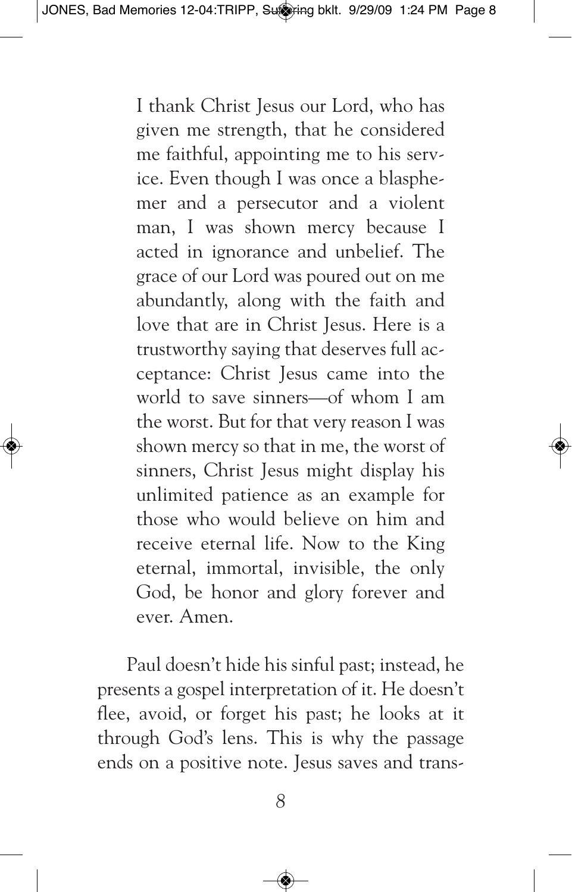> I thank Christ Jesus our Lord, who has given me strength, that he considered me faithful, appointing me to his service. Even though I was once a blasphemer and a persecutor and a violent man, I was shown mercy because I acted in ignorance and unbelief. The grace of our Lord was poured out on me abundantly, along with the faith and love that are in Christ Jesus. Here is a trustworthy saying that deserves full acceptance: Christ Jesus came into the world to save sinners—of whom I am the worst. But for that very reason I was shown mercy so that in me, the worst of sinners, Christ Jesus might display his unlimited patience as an example for those who would believe on him and receive eternal life. Now to the King eternal, immortal, invisible, the only God, be honor and glory forever and ever. Amen.

Paul doesn't hide his sinful past; instead, he presents a gospel interpretation of it. He doesn't flee, avoid, or forget his past; he looks at it through God's lens. This is why the passage ends on a positive note. Jesus saves and trans-